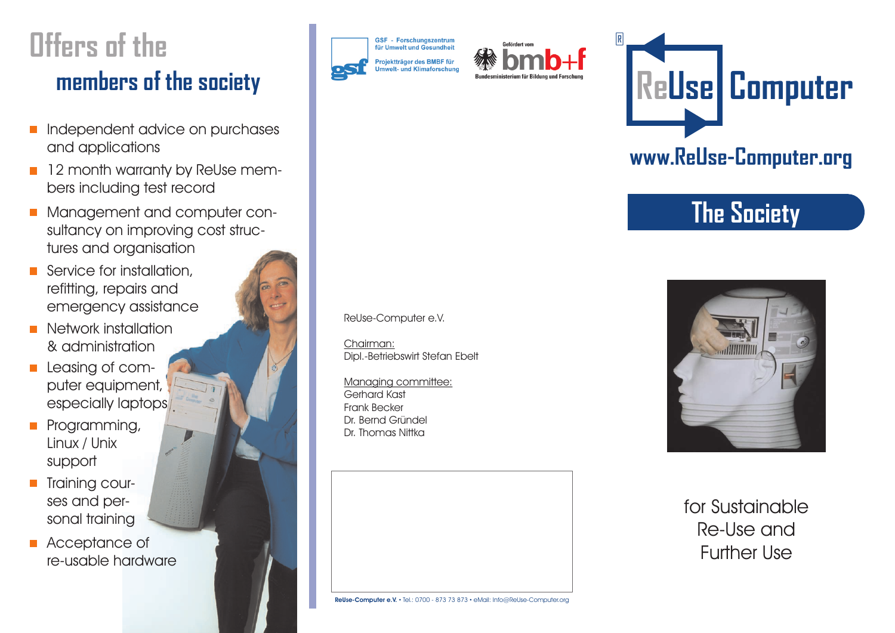# Offers of the

## members of the society

- Independent advice on purchases and applications
- 12 month warranty by ReUse members including test record
- Management and computer consultancy on improving cost structures and organisation
- Service for installation, refitting, repairs and emergency assistance
- Network installation & administration
- Leasing of computer equipment, especially laptops
- Programming, Linux / Unix support
- Training courses and personal training
- Acceptance of re-usable hardware

GSF - Forschungszentrum für Umwelt und Gesundheit

Projektträger des BMBF für Umwelt- und Klimaforschung

Gefördert vom bmb+f Bundesministerium für Bildung und Forschung

ReUse-Computer e.V.

Chairman:
Dipl.-Betriebswirt Stefan Ebelt

Managing committee:
Gerhard Kast
Frank Becker
Dr. Bernd Gründel
Dr. Thomas Nittka

**ReUse-Computer e.V.** • Tel.: 0700 - 873 73 873 • eMail: Info@ReUse-Computer.org

# ReUse Computer

**www.ReUse-Computer.org**

## The Society

for Sustainable Re-Use and Further Use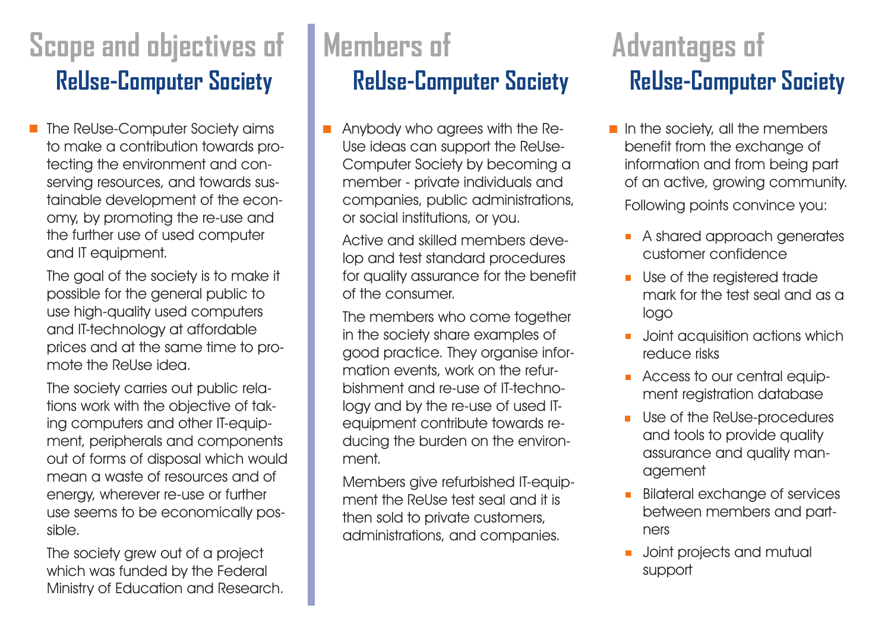# Scope and objectives of ReUse-Computer Society

- The ReUse-Computer Society aims to make a contribution towards protecting the environment and conserving resources, and towards sustainable development of the economy, by promoting the re-use and the further use of used computer and IT equipment.

  The goal of the society is to make it possible for the general public to use high-quality used computers and IT-technology at affordable prices and at the same time to promote the ReUse idea.

  The society carries out public relations work with the objective of taking computers and other IT-equipment, peripherals and components out of forms of disposal which would mean a waste of resources and of energy, wherever re-use or further use seems to be economically possible.

  The society grew out of a project which was funded by the Federal Ministry of Education and Research.

# Members of ReUse-Computer Society

- Anybody who agrees with the ReUse ideas can support the ReUse-Computer Society by becoming a member - private individuals and companies, public administrations, or social institutions, or you.

  Active and skilled members develop and test standard procedures for quality assurance for the benefit of the consumer.

  The members who come together in the society share examples of good practice. They organise information events, work on the refurbishment and re-use of IT-technology and by the re-use of used IT-equipment contribute towards reducing the burden on the environment.

  Members give refurbished IT-equipment the ReUse test seal and it is then sold to private customers, administrations, and companies.

# Advantages of ReUse-Computer Society

- In the society, all the members benefit from the exchange of information and from being part of an active, growing community.

  Following points convince you:

  - A shared approach generates customer confidence
  - Use of the registered trade mark for the test seal and as a logo
  - Joint acquisition actions which reduce risks
  - Access to our central equipment registration database
  - Use of the ReUse-procedures and tools to provide quality assurance and quality management
  - Bilateral exchange of services between members and partners
  - Joint projects and mutual support